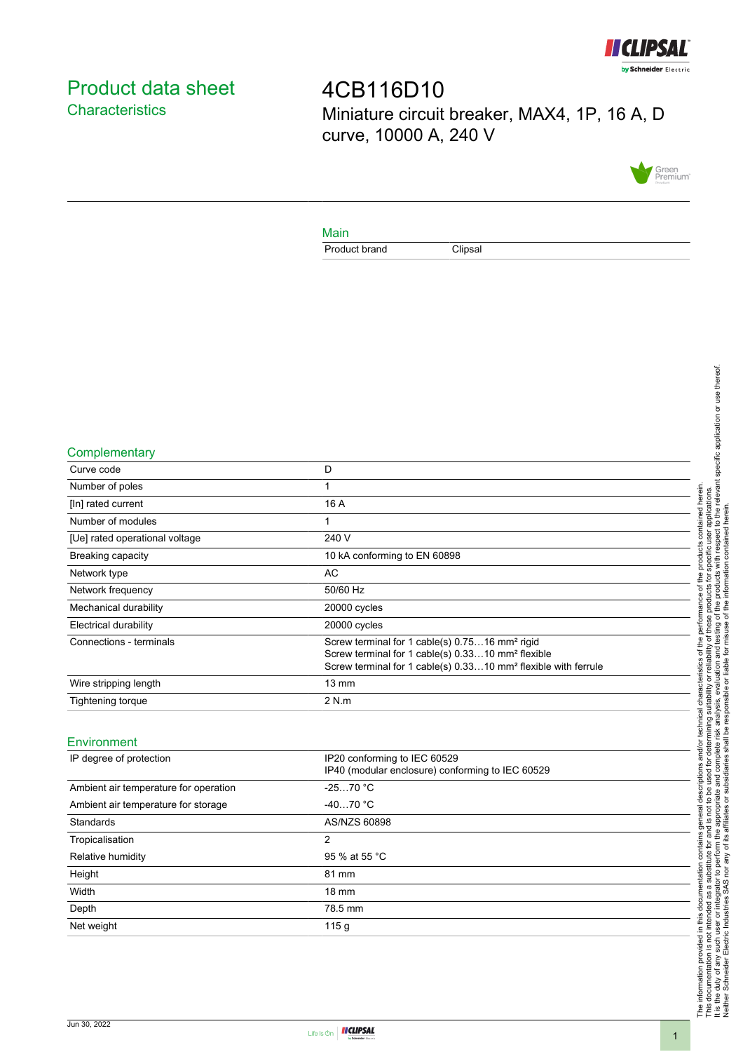# Product data sheet
## Characteristics

# 4CB116D10
Miniature circuit breaker, MAX4, 1P, 16 A, D curve, 10000 A, 240 V

### Main

| | |
|---|---|
| Product brand | Clipsal |

### Complementary

| | |
|---|---|
| Curve code | D |
| Number of poles | 1 |
| [In] rated current | 16 A |
| Number of modules | 1 |
| [Ue] rated operational voltage | 240 V |
| Breaking capacity | 10 kA conforming to EN 60898 |
| Network type | AC |
| Network frequency | 50/60 Hz |
| Mechanical durability | 20000 cycles |
| Electrical durability | 20000 cycles |
| Connections - terminals | Screw terminal for 1 cable(s) 0.75…16 mm² rigid<br>Screw terminal for 1 cable(s) 0.33…10 mm² flexible<br>Screw terminal for 1 cable(s) 0.33…10 mm² flexible with ferrule |
| Wire stripping length | 13 mm |
| Tightening torque | 2 N.m |

### Environment

| | |
|---|---|
| IP degree of protection | IP20 conforming to IEC 60529<br>IP40 (modular enclosure) conforming to IEC 60529 |
| Ambient air temperature for operation | -25…70 °C |
| Ambient air temperature for storage | -40…70 °C |
| Standards | AS/NZS 60898 |
| Tropicalisation | 2 |
| Relative humidity | 95 % at 55 °C |
| Height | 81 mm |
| Width | 18 mm |
| Depth | 78.5 mm |
| Net weight | 115 g |

The information provided in this documentation contains general descriptions and/or technical characteristics of the performance of the products contained herein.
This documentation is not intended as a substitute for and is not to be used for determining suitability or reliability of these products for specific user applications.
It is the duty of any such user or integrator to perform the appropriate and complete risk analysis, evaluation and testing of the products with respect to the relevant specific application or use thereof.
Neither Schneider Electric Industries SAS nor any of its affiliates or subsidiaries shall be responsible or liable for misuse of the information contained herein.

Jun 30, 2022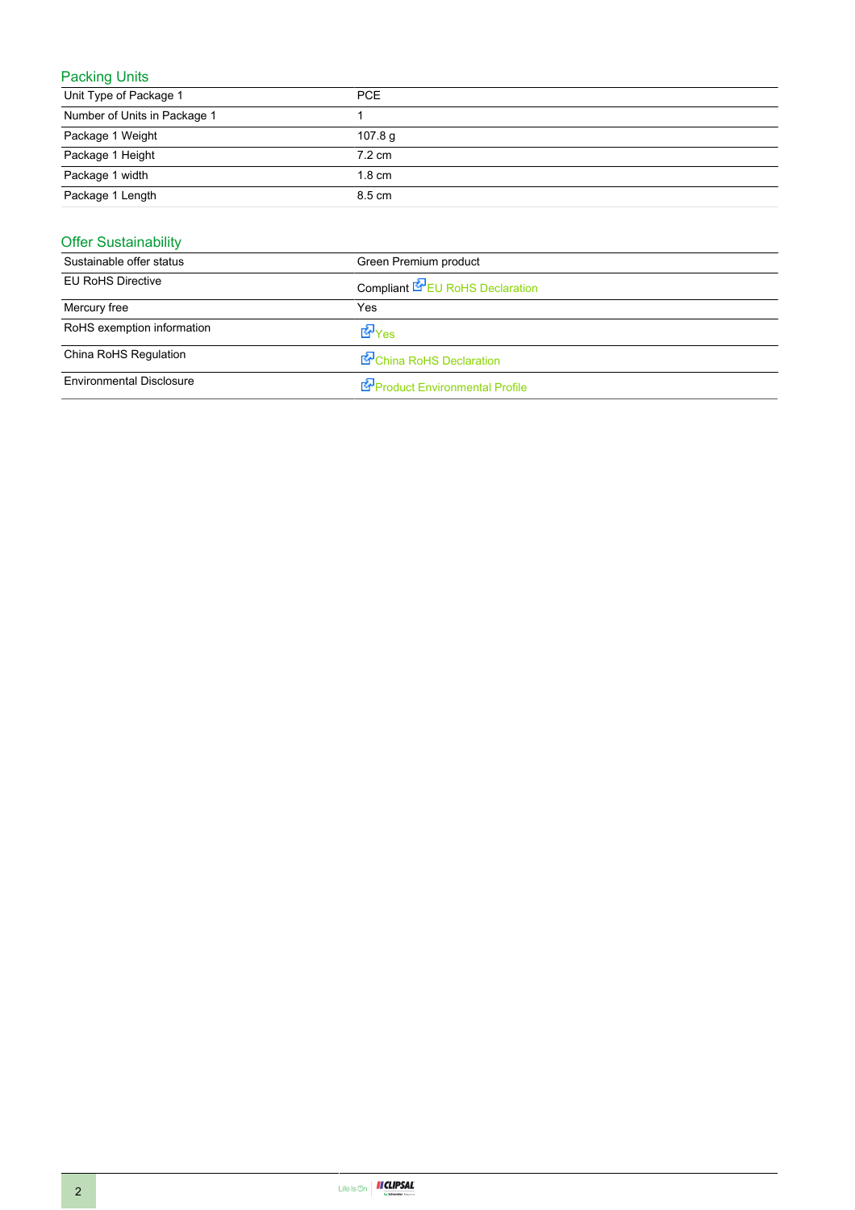## Packing Units

| | |
|---|---|
| Unit Type of Package 1 | PCE |
| Number of Units in Package 1 | 1 |
| Package 1 Weight | 107.8 g |
| Package 1 Height | 7.2 cm |
| Package 1 width | 1.8 cm |
| Package 1 Length | 8.5 cm |

## Offer Sustainability

| | |
|---|---|
| Sustainable offer status | Green Premium product |
| EU RoHS Directive | Compliant EU RoHS Declaration |
| Mercury free | Yes |
| RoHS exemption information | Yes |
| China RoHS Regulation | China RoHS Declaration |
| Environmental Disclosure | Product Environmental Profile |